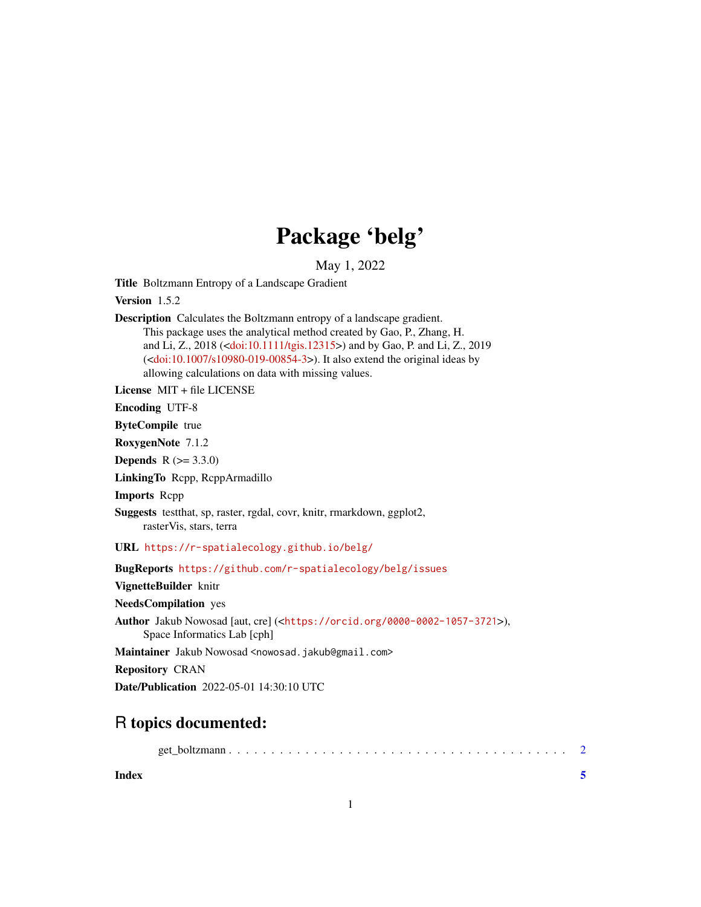# Package 'belg'

May 1, 2022

**Title** Boltzmann Entropy of a Landscape Gradient

**Version** 1.5.2

**Description** Calculates the Boltzmann entropy of a landscape gradient. This package uses the analytical method created by Gao, P., Zhang, H. and Li, Z., 2018 (<doi:10.1111/tgis.12315>) and by Gao, P. and Li, Z., 2019 (<doi:10.1007/s10980-019-00854-3>). It also extend the original ideas by allowing calculations on data with missing values.

**License** MIT + file LICENSE

**Encoding** UTF-8

**ByteCompile** true

**RoxygenNote** 7.1.2

**Depends** R (>= 3.3.0)

**LinkingTo** Rcpp, RcppArmadillo

**Imports** Rcpp

**Suggests** testthat, sp, raster, rgdal, covr, knitr, rmarkdown, ggplot2, rasterVis, stars, terra

**URL** https://r-spatialecology.github.io/belg/

**BugReports** https://github.com/r-spatialecology/belg/issues

**VignetteBuilder** knitr

**NeedsCompilation** yes

**Author** Jakub Nowosad [aut, cre] (<https://orcid.org/0000-0002-1057-3721>), Space Informatics Lab [cph]

**Maintainer** Jakub Nowosad <nowosad.jakub@gmail.com>

**Repository** CRAN

**Date/Publication** 2022-05-01 14:30:10 UTC

## R topics documented:

get_boltzmann . . . . . . . . . . . . . . . . . . . . . . . . . . . . . . . . . . . . . . . 2

**Index** **5**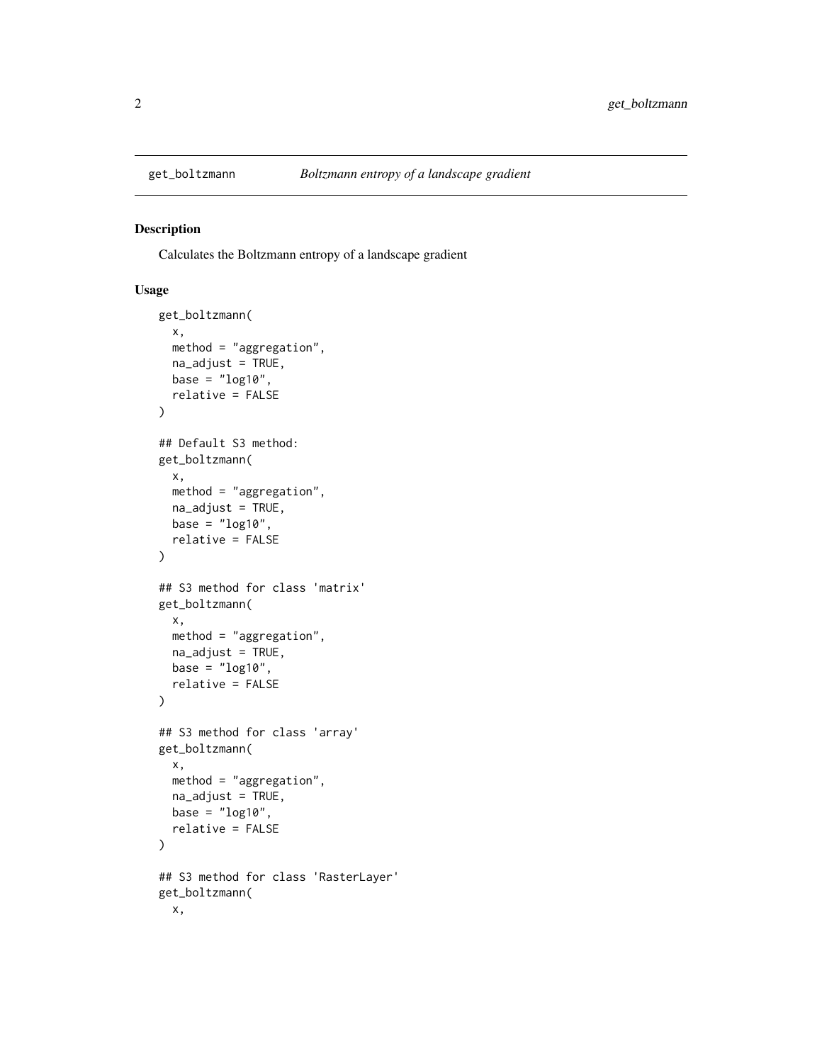# get_boltzmann — *Boltzmann entropy of a landscape gradient*

## Description

Calculates the Boltzmann entropy of a landscape gradient

## Usage

```
get_boltzmann(
  x,
  method = "aggregation",
  na_adjust = TRUE,
  base = "log10",
  relative = FALSE
)

## Default S3 method:
get_boltzmann(
  x,
  method = "aggregation",
  na_adjust = TRUE,
  base = "log10",
  relative = FALSE
)

## S3 method for class 'matrix'
get_boltzmann(
  x,
  method = "aggregation",
  na_adjust = TRUE,
  base = "log10",
  relative = FALSE
)

## S3 method for class 'array'
get_boltzmann(
  x,
  method = "aggregation",
  na_adjust = TRUE,
  base = "log10",
  relative = FALSE
)

## S3 method for class 'RasterLayer'
get_boltzmann(
  x,
```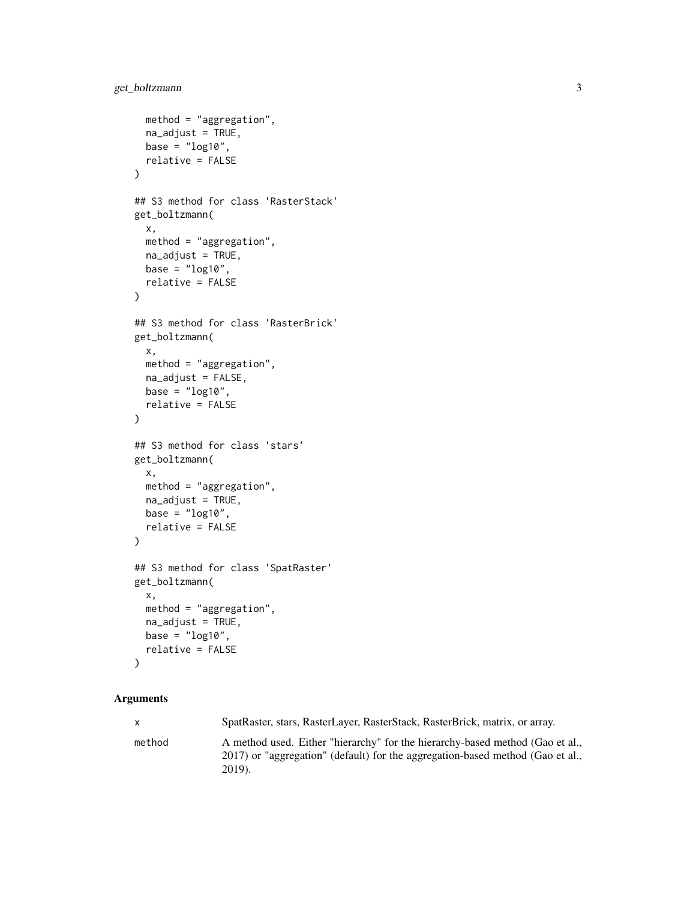```
  method = "aggregation",
  na_adjust = TRUE,
  base = "log10",
  relative = FALSE
)

## S3 method for class 'RasterStack'
get_boltzmann(
  x,
  method = "aggregation",
  na_adjust = TRUE,
  base = "log10",
  relative = FALSE
)

## S3 method for class 'RasterBrick'
get_boltzmann(
  x,
  method = "aggregation",
  na_adjust = FALSE,
  base = "log10",
  relative = FALSE
)

## S3 method for class 'stars'
get_boltzmann(
  x,
  method = "aggregation",
  na_adjust = TRUE,
  base = "log10",
  relative = FALSE
)

## S3 method for class 'SpatRaster'
get_boltzmann(
  x,
  method = "aggregation",
  na_adjust = TRUE,
  base = "log10",
  relative = FALSE
)
```

## Arguments

| | |
|---|---|
| x | SpatRaster, stars, RasterLayer, RasterStack, RasterBrick, matrix, or array. |
| method | A method used. Either "hierarchy" for the hierarchy-based method (Gao et al., 2017) or "aggregation" (default) for the aggregation-based method (Gao et al., 2019). |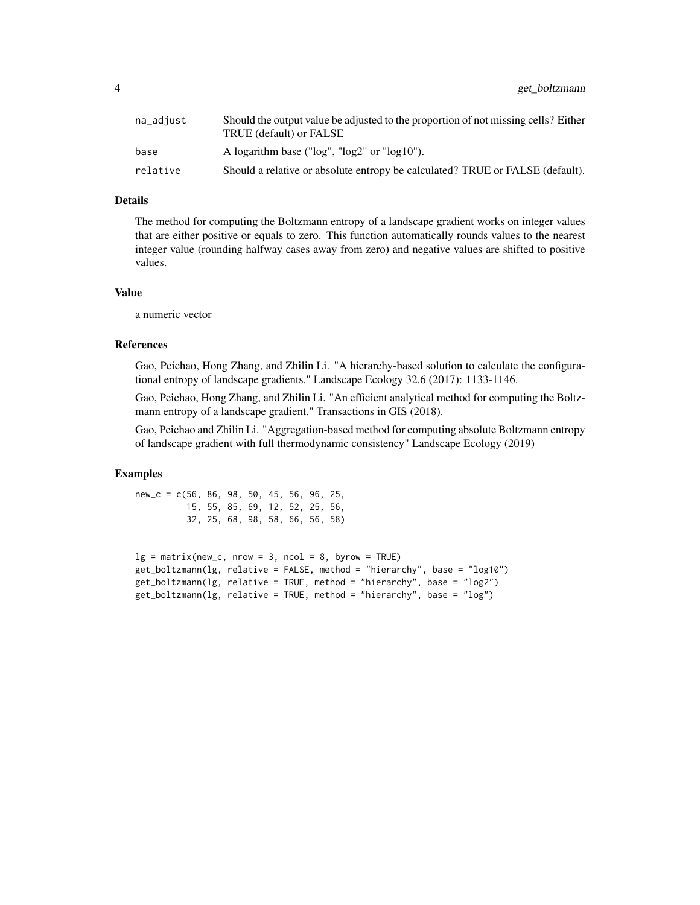| | |
|---|---|
| na_adjust | Should the output value be adjusted to the proportion of not missing cells? Either TRUE (default) or FALSE |
| base | A logarithm base ("log", "log2" or "log10"). |
| relative | Should a relative or absolute entropy be calculated? TRUE or FALSE (default). |

## Details

The method for computing the Boltzmann entropy of a landscape gradient works on integer values that are either positive or equals to zero. This function automatically rounds values to the nearest integer value (rounding halfway cases away from zero) and negative values are shifted to positive values.

## Value

a numeric vector

## References

Gao, Peichao, Hong Zhang, and Zhilin Li. "A hierarchy-based solution to calculate the configurational entropy of landscape gradients." Landscape Ecology 32.6 (2017): 1133-1146.

Gao, Peichao, Hong Zhang, and Zhilin Li. "An efficient analytical method for computing the Boltzmann entropy of a landscape gradient." Transactions in GIS (2018).

Gao, Peichao and Zhilin Li. "Aggregation-based method for computing absolute Boltzmann entropy of landscape gradient with full thermodynamic consistency" Landscape Ecology (2019)

## Examples

```
new_c = c(56, 86, 98, 50, 45, 56, 96, 25,
          15, 55, 85, 69, 12, 52, 25, 56,
          32, 25, 68, 98, 58, 66, 56, 58)


lg = matrix(new_c, nrow = 3, ncol = 8, byrow = TRUE)
get_boltzmann(lg, relative = FALSE, method = "hierarchy", base = "log10")
get_boltzmann(lg, relative = TRUE, method = "hierarchy", base = "log2")
get_boltzmann(lg, relative = TRUE, method = "hierarchy", base = "log")
```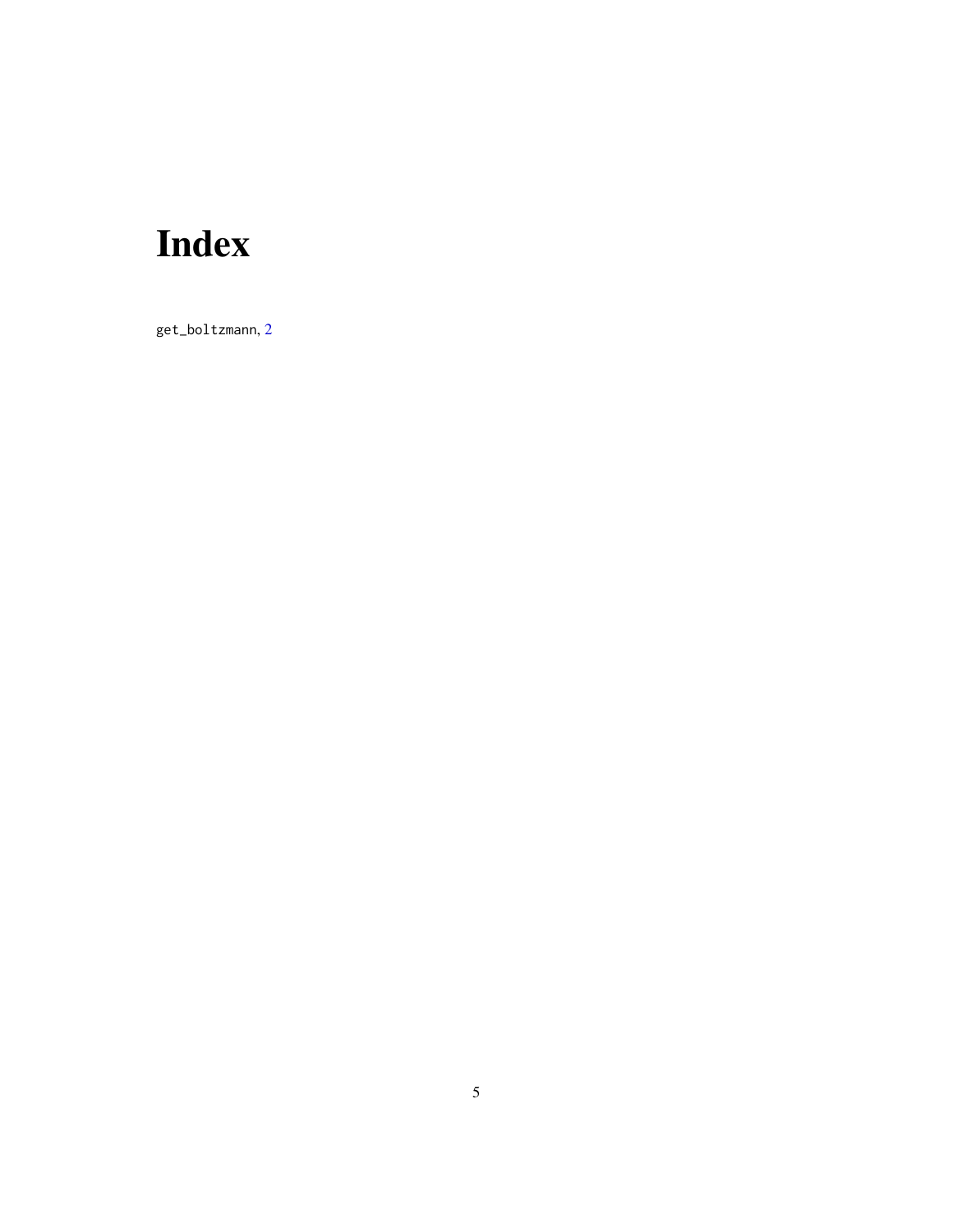# Index

`get_boltzmann`, 2